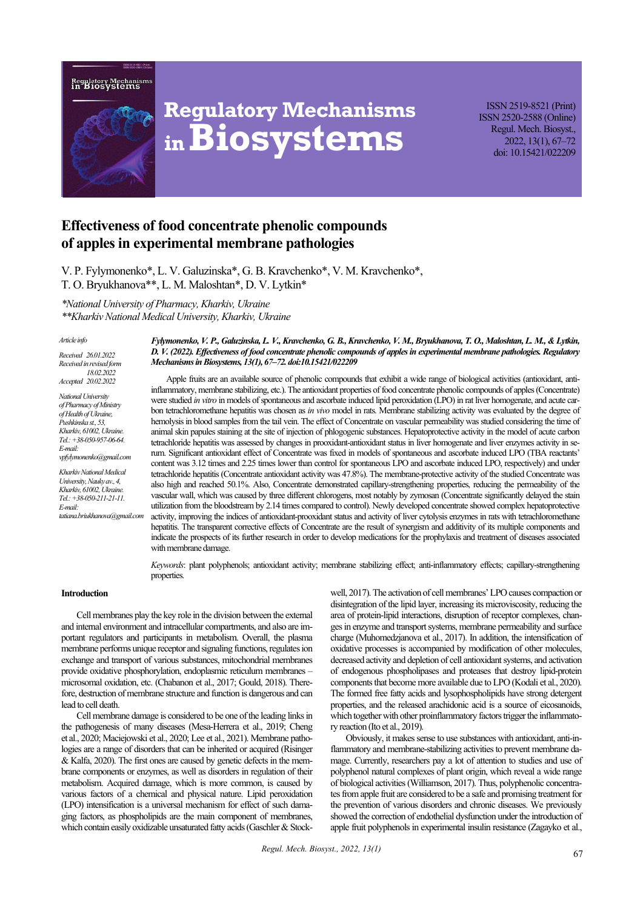# Effectiveness of food concentrate phenolic compounds of apples in experimental membrane pathologies

V. P. Fylymonenko*, L. V. Galuzinska*, G. B. Kravchenko*, V. M. Kravchenko*, T. O. Bryukhanova**, L. M. Maloshtan*, D. V. Lytkin*

*\*National University of Pharmacy, Kharkiv, Ukraine*
*\*\*Kharkiv National Medical University, Kharkiv, Ukraine*

*Article info*

*Received 26.01.2022*
*Received in revised form 18.02.2022*
*Accepted 20.02.2022*

*National University of Pharmacy of Ministry of Health of Ukraine, Pushkinska st., 53, Kharkiv, 61002, Ukraine. Tel.: +38-050-957-06-64. E-mail: vpfylymonenko@gmail.com*

*Kharkiv National Medical University, Nauky av., 4, Kharkiv, 61002, Ukraine. Tel.: +38-050-211-21-11. E-mail: tatiana.briukhanova@gmail.com*

***Fylymonenko, V. P., Galuzinska, L. V., Kravchenko, G. B., Kravchenko, V. M., Bryukhanova, T. O., Maloshtan, L. M., & Lytkin, D. V. (2022). Effectiveness of food concentrate phenolic compounds of apples in experimental membrane pathologies. Regulatory Mechanisms in Biosystems, 13(1), 67–72. doi:10.15421/022209***

Apple fruits are an available source of phenolic compounds that exhibit a wide range of biological activities (antioxidant, anti-inflammatory, membrane stabilizing, etc.). The antioxidant properties of food concentrate phenolic compounds of apples (Concentrate) were studied *in vitro* in models of spontaneous and ascorbate induced lipid peroxidation (LPO) in rat liver homogenate, and acute carbon tetrachloromethane hepatitis was chosen as *in vivo* model in rats. Membrane stabilizing activity was evaluated by the degree of hemolysis in blood samples from the tail vein. The effect of Concentrate on vascular permeability was studied considering the time of animal skin papules staining at the site of injection of phlogogenic substances. Hepatoprotective activity in the model of acute carbon tetrachloride hepatitis was assessed by changes in prooxidant-antioxidant status in liver homogenate and liver enzymes activity in serum. Significant antioxidant effect of Concentrate was fixed in models of spontaneous and ascorbate induced LPO (TBA reactants' content was 3.12 times and 2.25 times lower than control for spontaneous LPO and ascorbate induced LPO, respectively) and under tetrachloride hepatitis (Concentrate antioxidant activity was 47.8%). The membrane-protective activity of the studied Concentrate was also high and reached 50.1%. Also, Concentrate demonstrated capillary-strengthening properties, reducing the permeability of the vascular wall, which was caused by three different chlorogens, most notably by zymosan (Concentrate significantly delayed the stain utilization from the bloodstream by 2.14 times compared to control). Newly developed concentrate showed complex hepatoprotective activity, improving the indices of antioxidant-prooxidant status and activity of liver cytolysis enzymes in rats with tetrachloromethane hepatitis. The transparent corrective effects of Concentrate are the result of synergism and additivity of its multiple components and indicate the prospects of its further research in order to develop medications for the prophylaxis and treatment of diseases associated with membrane damage.

*Keywords*: plant polyphenols; antioxidant activity; membrane stabilizing effect; anti-inflammatory effects; capillary-strengthening properties.

## Introduction

Cell membranes play the key role in the division between the external and internal environment and intracellular compartments, and also are important regulators and participants in metabolism. Overall, the plasma membrane performs unique receptor and signaling functions, regulates ion exchange and transport of various substances, mitochondrial membranes provide oxidative phosphorylation, endoplasmic reticulum membranes – microsomal oxidation, etc. (Chabanon et al., 2017; Gould, 2018). Therefore, destruction of membrane structure and function is dangerous and can lead to cell death.

Cell membrane damage is considered to be one of the leading links in the pathogenesis of many diseases (Mesa-Herrera et al., 2019; Cheng et al., 2020; Maciejowski et al., 2020; Lee et al., 2021). Membrane pathologies are a range of disorders that can be inherited or acquired (Risinger & Kalfa, 2020). The first ones are caused by genetic defects in the membrane components or enzymes, as well as disorders in regulation of their metabolism. Acquired damage, which is more common, is caused by various factors of a chemical and physical nature. Lipid peroxidation (LPO) intensification is a universal mechanism for effect of such damaging factors, as phospholipids are the main component of membranes, which contain easily oxidizable unsaturated fatty acids (Gaschler & Stockwell, 2017). The activation of cell membranes' LPO causes compaction or disintegration of the lipid layer, increasing its microviscosity, reducing the area of protein-lipid interactions, disruption of receptor complexes, changes in enzyme and transport systems, membrane permeability and surface charge (Muhomedzjanova et al., 2017). In addition, the intensification of oxidative processes is accompanied by modification of other molecules, decreased activity and depletion of cell antioxidant systems, and activation of endogenous phospholipases and proteases that destroy lipid-protein components that become more available due to LPO (Kodali et al., 2020). The formed free fatty acids and lysophospholipids have strong detergent properties, and the released arachidonic acid is a source of eicosanoids, which together with other proinflammatory factors trigger the inflammatory reaction (Ito et al., 2019).

Obviously, it makes sense to use substances with antioxidant, anti-inflammatory and membrane-stabilizing activities to prevent membrane damage. Currently, researchers pay a lot of attention to studies and use of polyphenol natural complexes of plant origin, which reveal a wide range of biological activities (Williamson, 2017). Thus, polyphenolic concentrates from apple fruit are considered to be a safe and promising treatment for the prevention of various disorders and chronic diseases. We previously showed the correction of endothelial dysfunction under the introduction of apple fruit polyphenols in experimental insulin resistance (Zagayko et al.,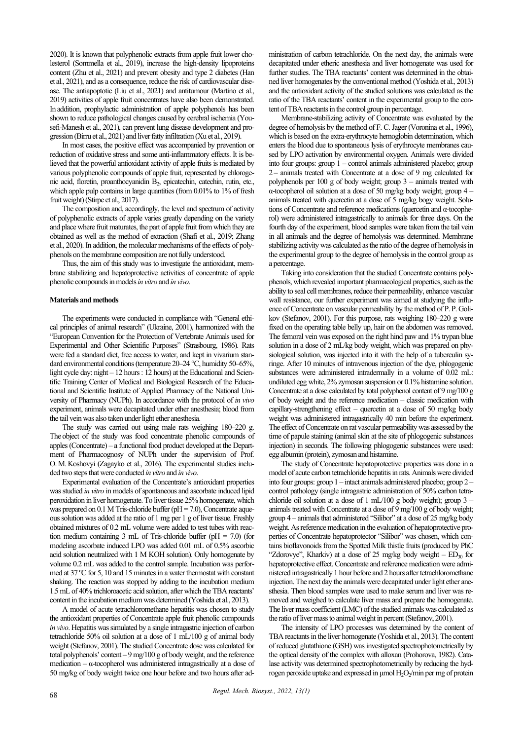2020). It is known that polyphenolic extracts from apple fruit lower cholesterol (Sommella et al., 2019), increase the high-density lipoproteins content (Zhu et al., 2021) and prevent obesity and type 2 diabetes (Han et al., 2021), and as a consequence, reduce the risk of cardiovascular disease. The antiapoptotic (Liu et al., 2021) and antitumour (Martino et al., 2019) activities of apple fruit concentrates have also been demonstrated. In addition, prophylactic administration of apple polyphenols has been shown to reduce pathological changes caused by cerebral ischemia (Yousefi-Manesh et al., 2021), can prevent lung disease development and progression (Birru et al., 2021) and liver fatty infiltration (Xu et al., 2019).

In most cases, the positive effect was accompanied by prevention or reduction of oxidative stress and some anti-inflammatory effects. It is believed that the powerful antioxidant activity of apple fruits is mediated by various polyphenolic compounds of apple fruit, represented by chlorogenic acid, floretin, proanthocyanidin $B_2$, epicatechin, catechin, rutin, etc., which apple pulp contains in large quantities (from 0.01% to 1% of fresh fruit weight) (Stirpe et al., 2017).

The composition and, accordingly, the level and spectrum of activity of polyphenolic extracts of apple varies greatly depending on the variety and place where fruit maturates, the part of apple fruit from which they are obtained as well as the method of extraction (Shafi et al., 2019; Zhang et al., 2020). In addition, the molecular mechanisms of the effects of polyphenols on the membrane composition are not fully understood.

Thus, the aim of this study was to investigate the antioxidant, membrane stabilizing and hepatoprotective activities of concentrate of apple phenolic compounds in models *in vitro* and *in vivo*.

## Materials and methods

The experiments were conducted in compliance with "General ethical principles of animal research" (Ukraine, 2001), harmonized with the "European Convention for the Protection of Vertebrate Animals used for Experimental and Other Scientific Purposes" (Strasbourg, 1986). Rats were fed a standard diet, free access to water, and kept in vivarium standard environmental conditions (temperature 20–24 °C, humidity 50–65%, light cycle day: night – 12 hours : 12 hours) at the Educational and Scientific Training Center of Medical and Biological Research of the Educational and Scientific Institute of Applied Pharmacy of the National University of Pharmacy (NUPh). In accordance with the protocol of *in vivo* experiment, animals were decapitated under ether anesthesia; blood from the tail vein was also taken under light ether anesthesia.

The study was carried out using male rats weighing 180–220 g. The object of the study was food concentrate phenolic compounds of apples (Concentrate) – a functional food product developed at the Department of Pharmacognosy of NUPh under the supervision of Prof. O. M. Koshovyi (Zagayko et al., 2016). The experimental studies included two steps that were conducted *in vitro* and *in vivo*.

Experimental evaluation of the Concentrate's antioxidant properties was studied *in vitro* in models of spontaneous and ascorbate induced lipid peroxidation in liver homogenate. To liver tissue 25% homogenate, which was prepared on 0.1 M Tris-chloride buffer (pH = 7.0), Concentrate aqueous solution was added at the ratio of 1 mg per 1 g of liver tissue. Freshly obtained mixtures of 0.2 mL volume were added to test tubes with reaction medium containing 3 mL of Tris-chloride buffer (pH = 7.0) (for modeling ascorbate induced LPO was added 0.01 mL of 0.5% ascorbic acid solution neutralized with 1 M KOH solution). Only homogenate by volume 0.2 mL was added to the control sample. Incubation was performed at 37 ºC for 5, 10 and 15 minutes in a water thermostat with constant shaking. The reaction was stopped by adding to the incubation medium 1.5 mL of 40% trichloroacetic acid solution, after which the TBA reactants' content in the incubation medium was determined (Yoshida et al., 2013).

A model of acute tetrachloromethane hepatitis was chosen to study the antioxidant properties of Concentrate apple fruit phenolic compounds *in vivo*. Hepatitis was simulated by a single intragastric injection of carbon tetrachloride 50% oil solution at a dose of 1 mL/100 g of animal body weight (Stefanov, 2001). The studied Concentrate dose was calculated for total polyphenols' content – 9 mg/100 g of body weight, and the reference medication – α-tocopherol was administered intragastrically at a dose of 50 mg/kg of body weight twice one hour before and two hours after administration of carbon tetrachloride. On the next day, the animals were decapitated under etheric anesthesia and liver homogenate was used for further studies. The TBA reactants' content was determined in the obtained liver homogenates by the conventional method (Yoshida et al., 2013) and the antioxidant activity of the studied solutions was calculated as the ratio of the TBA reactants' content in the experimental group to the content of TBA reactants in the control group in percentage.

Membrane-stabilizing activity of Concentrate was evaluated by the degree of hemolysis by the method of F. C. Jager (Voronina et al., 1996), which is based on the extra-erythrocyte hemoglobin determination, which enters the blood due to spontaneous lysis of erythrocyte membranes caused by LPO activation by environmental oxygen. Animals were divided into four groups: group 1 – control animals administered placebo; group 2 – animals treated with Concentrate at a dose of 9 mg calculated for polyphenols per 100 g of body weight; group 3 – animals treated with α-tocopherol oil solution at a dose of 50 mg/kg body weight; group 4 – animals treated with quercetin at a dose of 5 mg/kg bogy weight. Solutions of Concentrate and reference medications (quercetin and α-tocopherol) were administered intragastrically to animals for three days. On the fourth day of the experiment, blood samples were taken from the tail vein in all animals and the degree of hemolysis was determined. Membrane stabilizing activity was calculated as the ratio of the degree of hemolysis in the experimental group to the degree of hemolysis in the control group as a percentage.

Taking into consideration that the studied Concentrate contains polyphenols, which revealed important pharmacological properties, such as the ability to seal cell membranes, reduce their permeability, enhance vascular wall resistance, our further experiment was aimed at studying the influence of Concentrate on vascular permeability by the method of P. P. Golikov (Stefanov, 2001). For this purpose, rats weighing 180–220 g were fixed on the operating table belly up, hair on the abdomen was removed. The femoral vein was exposed on the right hind paw and 1% trypan blue solution in a dose of 2 mL/kg body weight, which was prepared on physiological solution, was injected into it with the help of a tuberculin syringe. After 10 minutes of intravenous injection of the dye, phlogogenic substances were administered intradermally in a volume of 0.02 mL: undiluted egg white, 2% zymosan suspension or 0.1% histamine solution. Concentrate at a dose calculated by total polyphenol content of 9 mg/100 g of body weight and the reference medication – classic medication with capillary-strengthening effect – quercetin at a dose of 50 mg/kg body weight was administered intragastrically 40 min before the experiment. The effect of Concentrate on rat vascular permeability was assessed by the time of papule staining (animal skin at the site of phlogogenic substances injection) in seconds. The following phlogogenic substances were used: egg albumin (protein), zymosan and histamine.

The study of Concentrate hepatoprotective properties was done in a model of acute carbon tetrachloride hepatitis in rats. Animals were divided into four groups: group 1 – intact animals administered placebo; group 2 – control pathology (single intragastric administration of 50% carbon tetrachloride oil solution at a dose of 1 mL/100 g body weight); group 3 – animals treated with Concentrate at a dose of 9 mg/100 g of body weight; group 4 – animals that administered "Silibor" at a dose of 25 mg/kg body weight. As reference medication in the evaluation of hepatoprotective properties of Concentrate hepatoprotector "Silibor" was chosen, which contains bioflavonoids from the Spotted Milk thistle fruits (produced by PhC "Zdorovye", Kharkiv) at a dose of 25 mg/kg body weight – $ED_{50}$ for hepatoprotective effect. Concentrate and reference medication were administered intragastrically 1 hour before and 2 hours after tetrachloromethane injection. The next day the animals were decapitated under light ether anesthesia. Then blood samples were used to make serum and liver was removed and weighed to calculate liver mass and prepare the homogenate. The liver mass coefficient (LMC) of the studied animals was calculated as the ratio of liver mass to animal weight in percent (Stefanov, 2001).

The intensity of LPO processes was determined by the content of TBA reactants in the liver homogenate (Yoshida et al., 2013). The content of reduced glutathione (GSH) was investigated spectrophotometrically by the optical density of the complex with alloxan (Prohorova, 1982). Catalase activity was determined spectrophotometrically by reducing the hydrogen peroxide uptake and expressed in μmol $H_2O_2$/min per mg of protein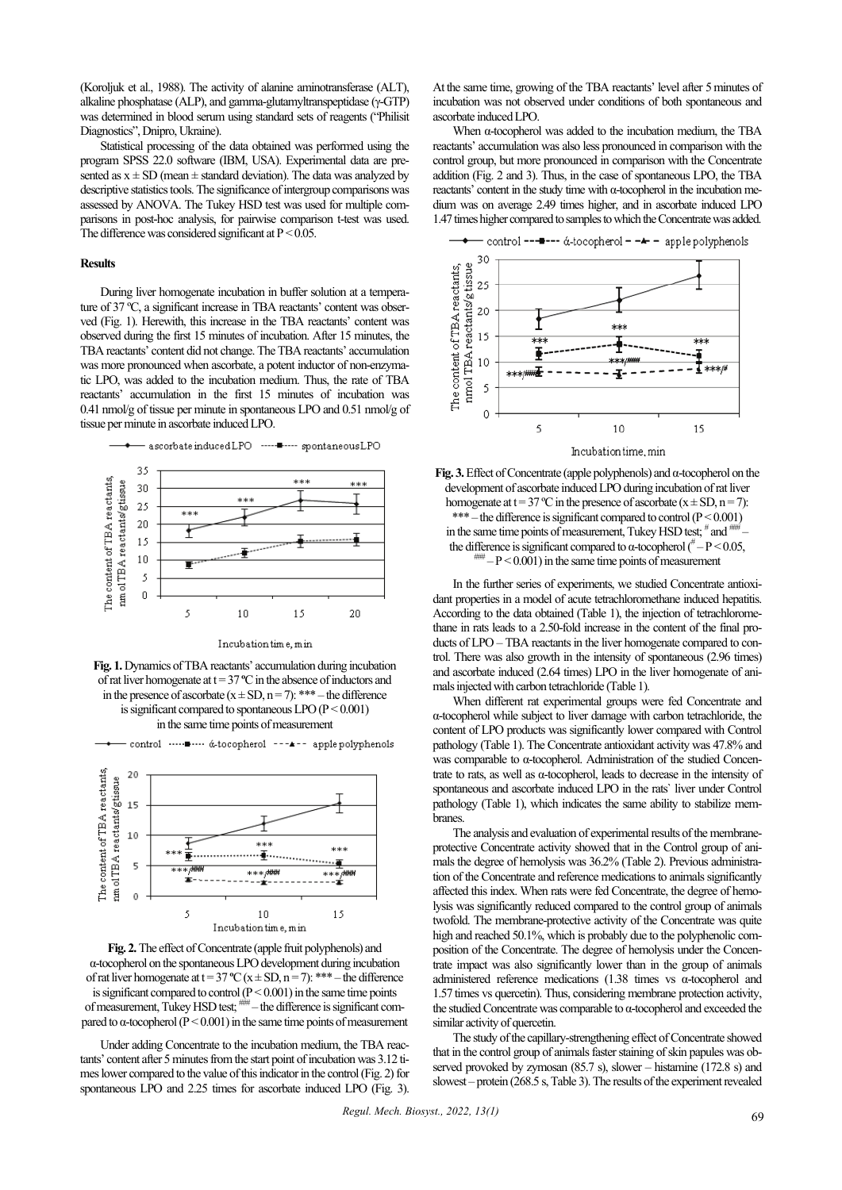(Koroljuk et al., 1988). The activity of alanine aminotransferase (ALT), alkaline phosphatase (ALP), and gamma-glutamyltranspeptidase (γ-GTP) was determined in blood serum using standard sets of reagents ("Philisit Diagnostics", Dnipro, Ukraine).

Statistical processing of the data obtained was performed using the program SPSS 22.0 software (IBM, USA). Experimental data are presented as x ± SD (mean ± standard deviation). The data was analyzed by descriptive statistics tools. The significance of intergroup comparisons was assessed by ANOVA. The Tukey HSD test was used for multiple comparisons in post-hoc analysis, for pairwise comparison t-test was used. The difference was considered significant at $P < 0.05$.

## Results

During liver homogenate incubation in buffer solution at a temperature of 37 ºС, a significant increase in TBA reactants' content was observed (Fig. 1). Herewith, this increase in the TBA reactants' content was observed during the first 15 minutes of incubation. After 15 minutes, the TBA reactants' content did not change. The TBA reactants' accumulation was more pronounced when ascorbate, a potent inductor of non-enzymatic LPO, was added to the incubation medium. Thus, the rate of TBA reactants' accumulation in the first 15 minutes of incubation was 0.41 nmol/g of tissue per minute in spontaneous LPO and 0.51 nmol/g of tissue per minute in ascorbate induced LPO.

**Fig. 1.** Dynamics of TBA reactants' accumulation during incubation of rat liver homogenate at t = 37 ºC in the absence of inductors and in the presence of ascorbate (x ± SD, n = 7): *** – the difference is significant compared to spontaneous LPO ($P < 0.001$) in the same time points of measurement

**Fig. 2.** The effect of Concentrate (apple fruit polyphenols) and α-tocopherol on the spontaneous LPO development during incubation of rat liver homogenate at t = 37 ºC (x ± SD, n = 7): *** – the difference is significant compared to control ($P < 0.001$) in the same time points of measurement, Tukey HSD test; ### – the difference is significant compared to α-tocopherol ($P < 0.001$) in the same time points of measurement

Under adding Concentrate to the incubation medium, the TBA reactants' content after 5 minutes from the start point of incubation was 3.12 times lower compared to the value of this indicator in the control (Fig. 2) for spontaneous LPO and 2.25 times for ascorbate induced LPO (Fig. 3). At the same time, growing of the TBA reactants' level after 5 minutes of incubation was not observed under conditions of both spontaneous and ascorbate induced LPO.

When α-tocopherol was added to the incubation medium, the TBA reactants' accumulation was also less pronounced in comparison with the control group, but more pronounced in comparison with the Concentrate addition (Fig. 2 and 3). Thus, in the case of spontaneous LPO, the TBA reactants' content in the study time with α-tocopherol in the incubation medium was on average 2.49 times higher, and in ascorbate induced LPO 1.47 times higher compared to samples to which the Concentrate was added.

**Fig. 3.** Effect of Concentrate (apple polyphenols) and α-tocopherol on the development of ascorbate induced LPO during incubation of rat liver homogenate at t = 37 ºC in the presence of ascorbate (x ± SD, n = 7): *** – the difference is significant compared to control ($P < 0.001$) in the same time points of measurement, Tukey HSD test; # and ### – the difference is significant compared to α-tocopherol (# – $P < 0.05$, ### – $P < 0.001$) in the same time points of measurement

In the further series of experiments, we studied Concentrate antioxidant properties in a model of acute tetrachloromethane induced hepatitis. According to the data obtained (Table 1), the injection of tetrachloromethane in rats leads to a 2.50-fold increase in the content of the final products of LPO – TBA reactants in the liver homogenate compared to control. There was also growth in the intensity of spontaneous (2.96 times) and ascorbate induced (2.64 times) LPO in the liver homogenate of animals injected with carbon tetrachloride (Table 1).

When different rat experimental groups were fed Concentrate and α-tocopherol while subject to liver damage with carbon tetrachloride, the content of LPO products was significantly lower compared with Control pathology (Table 1). The Concentrate antioxidant activity was 47.8% and was comparable to α-tocopherol. Administration of the studied Concentrate to rats, as well as α-tocopherol, leads to decrease in the intensity of spontaneous and ascorbate induced LPO in the rats` liver under Control pathology (Table 1), which indicates the same ability to stabilize membranes.

The analysis and evaluation of experimental results of the membrane-protective Concentrate activity showed that in the Control group of animals the degree of hemolysis was 36.2% (Table 2). Previous administration of the Concentrate and reference medications to animals significantly affected this index. When rats were fed Concentrate, the degree of hemolysis was significantly reduced compared to the control group of animals twofold. The membrane-protective activity of the Concentrate was quite high and reached 50.1%, which is probably due to the polyphenolic composition of the Concentrate. The degree of hemolysis under the Concentrate impact was also significantly lower than in the group of animals administered reference medications (1.38 times vs α-tocopherol and 1.57 times vs quercetin). Thus, considering membrane protection activity, the studied Concentrate was comparable to α-tocopherol and exceeded the similar activity of quercetin.

The study of the capillary-strengthening effect of Concentrate showed that in the control group of animals faster staining of skin papules was observed provoked by zymosan (85.7 s), slower – histamine (172.8 s) and slowest – protein (268.5 s, Table 3). The results of the experiment revealed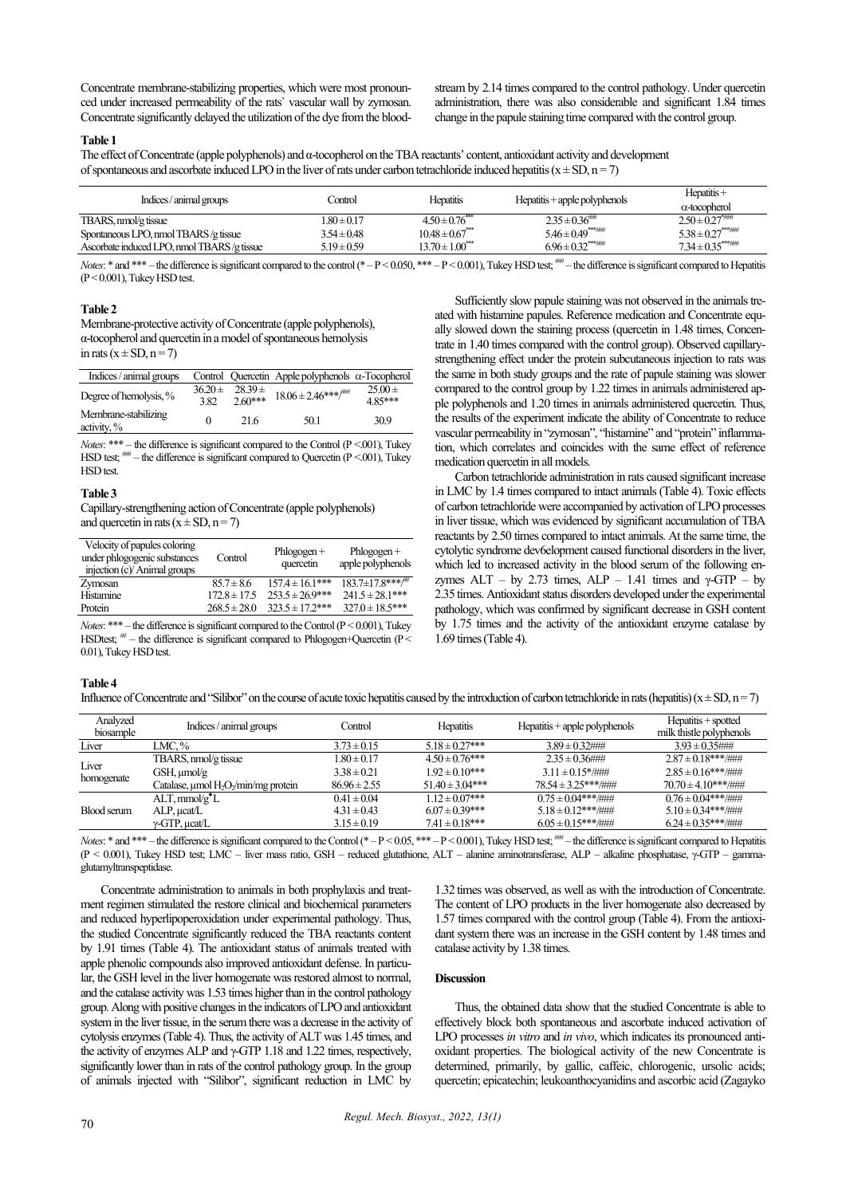Concentrate membrane-stabilizing properties, which were most pronounced under increased permeability of the rats` vascular wall by zymosan. Concentrate significantly delayed the utilization of the dye from the bloodstream by 2.14 times compared to the control pathology. Under quercetin administration, there was also considerable and significant 1.84 times change in the papule staining time compared with the control group.

**Table 1**
The effect of Concentrate (apple polyphenols) and α-tocopherol on the TBA reactants' content, antioxidant activity and development of spontaneous and ascorbate induced LPO in the liver of rats under carbon tetrachloride induced hepatitis ($x \pm SD$, n = 7)

| Indices / animal groups | Control | Hepatitis | Hepatitis + apple polyphenols | Hepatitis + α-tocopherol |
|---|---|---|---|---|
| TBARS, nmol/g tissue | 1.80 ± 0.17 | 4.50 ± 0.76*** | 2.35 ± 0.36### | 2.50 ± 0.27*/### |
| Spontaneous LPO, nmol TBARS /g tissue | 3.54 ± 0.48 | 10.48 ± 0.67*** | 5.46 ± 0.49***/### | 5.38 ± 0.27***/### |
| Ascorbate induced LPO, nmol TBARS /g tissue | 5.19 ± 0.59 | 13.70 ± 1.00*** | 6.96 ± 0.32***/### | 7.34 ± 0.35***/### |

*Notes*: * and *** – the difference is significant compared to the control (* – P < 0.050, *** – P < 0.001), Tukey HSD test; ### – the difference is significant compared to Hepatitis (P < 0.001), Tukey HSD test.

**Table 2**
Membrane-protective activity of Concentrate (apple polyphenols), α-tocopherol and quercetin in a model of spontaneous hemolysis in rats ($x \pm SD$, n = 7)

| Indices / animal groups | Control | Quercetin | Apple polyphenols | α-Tocopherol |
|---|---|---|---|---|
| Degree of hemolysis, % | 36.20 ± 3.82 | 28.39 ± 2.60*** | 18.06 ± 2.46***/### | 25.00 ± 4.85*** |
| Membrane-stabilizing activity, % | 0 | 21.6 | 50.1 | 30.9 |

*Notes*: *** – the difference is significant compared to the Control (P < .001), Tukey HSD test; ### – the difference is significant compared to Quercetin (P < .001), Tukey HSD test.

**Table 3**
Capillary-strengthening action of Concentrate (apple polyphenols) and quercetin in rats ($x \pm SD$, n = 7)

| Velocity of papules coloring under phlogogenic substances injection (c)/ Animal groups | Control | Phlogogen + quercetin | Phlogogen + apple polyphenols |
|---|---|---|---|
| Zymosan | 85.7 ± 8.6 | 157.4 ± 16.1*** | 183.7±17.8***/## |
| Histamine | 172.8 ± 17.5 | 253.5 ± 26.9*** | 241.5 ± 28.1*** |
| Protein | 268.5 ± 28.0 | 323.5 ± 17.2*** | 327.0 ± 18.5*** |

*Notes*: *** – the difference is significant compared to the Control (P < 0.001), Tukey HSDtest; ## – the difference is significant compared to Phlogogen+Quercetin (P < 0.01), Tukey HSD test.

Sufficiently slow papule staining was not observed in the animals treated with histamine papules. Reference medication and Concentrate equally slowed down the staining process (quercetin in 1.48 times, Concentrate in 1.40 times compared with the control group). Observed capillary-strengthening effect under the protein subcutaneous injection to rats was the same in both study groups and the rate of papule staining was slower compared to the control group by 1.22 times in animals administered apple polyphenols and 1.20 times in animals administered quercetin. Thus, the results of the experiment indicate the ability of Concentrate to reduce vascular permeability in "zymosan", "histamine" and "protein" inflammation, which correlates and coincides with the same effect of reference medication quercetin in all models.

Carbon tetrachloride administration in rats caused significant increase in LMC by 1.4 times compared to intact animals (Table 4). Toxic effects of carbon tetrachloride were accompanied by activation of LPO processes in liver tissue, which was evidenced by significant accumulation of TBA reactants by 2.50 times compared to intact animals. At the same time, the cytolytic syndrome dev6elopment caused functional disorders in the liver, which led to increased activity in the blood serum of the following enzymes ALT – by 2.73 times, ALP – 1.41 times and γ-GTP – by 2.35 times. Antioxidant status disorders developed under the experimental pathology, which was confirmed by significant decrease in GSH content by 1.75 times and the activity of the antioxidant enzyme catalase by 1.69 times (Table 4).

**Table 4**
Influence of Concentrate and "Silibor" on the course of acute toxic hepatitis caused by the introduction of carbon tetrachloride in rats (hepatitis) ($x \pm SD$, n = 7)

| Analyzed biosample | Indices / animal groups | Control | Hepatitis | Hepatitis + apple polyphenols | Hepatitis + spotted milk thistle polyphenols |
|---|---|---|---|---|---|
| Liver | LMC, % | 3.73 ± 0.15 | 5.18 ± 0.27*** | 3.89 ± 0.32### | 3.93 ± 0.35### |
| Liver homogenate | TBARS, nmol/g tissue | 1.80 ± 0.17 | 4.50 ± 0.76*** | 2.35 ± 0.36### | 2.87 ± 0.18***/### |
| | GSH, µmol/g | 3.38 ± 0.21 | 1.92 ± 0.10*** | 3.11 ± 0.15*/### | 2.85 ± 0.16***/### |
| | Catalase, µmol $H_2O_2$/min/mg protein | 86.96 ± 2.55 | 51.40 ± 3.04*** | 78.54 ± 3.25***/### | 70.70 ± 4.10***/### |
| Blood serum | ALT, mmol/h·L | 0.41 ± 0.04 | 1.12 ± 0.07*** | 0.75 ± 0.04***/### | 0.76 ± 0.04***/### |
| | ALP, µcat/L | 4.31 ± 0.43 | 6.07 ± 0.39*** | 5.18 ± 0.12***/### | 5.10 ± 0.34***/### |
| | γ-GTP, µcat/L | 3.15 ± 0.19 | 7.41 ± 0.18*** | 6.05 ± 0.15***/### | 6.24 ± 0.35***/### |

*Notes*: * and *** – the difference is significant compared to the Control (* – P < 0.05, *** – P < 0.001), Tukey HSD test; ### – the difference is significant compared to Hepatitis (P < 0.001), Tukey HSD test; LMC – liver mass ratio, GSH – reduced glutathione, ALT – alanine aminotransferase, ALP – alkaline phosphatase, γ-GTP – gamma-glutamyltranspeptidase.

Concentrate administration to animals in both prophylaxis and treatment regimen stimulated the restore clinical and biochemical parameters and reduced hyperlipoperoxidation under experimental pathology. Thus, the studied Concentrate significantly reduced the TBA reactants content by 1.91 times (Table 4). The antioxidant status of animals treated with apple phenolic compounds also improved antioxidant defense. In particular, the GSH level in the liver homogenate was restored almost to normal, and the catalase activity was 1.53 times higher than in the control pathology group. Along with positive changes in the indicators of LPO and antioxidant system in the liver tissue, in the serum there was a decrease in the activity of cytolysis enzymes (Table 4). Thus, the activity of ALT was 1.45 times, and the activity of enzymes ALP and γ-GTP 1.18 and 1.22 times, respectively, significantly lower than in rats of the control pathology group. In the group of animals injected with "Silibor", significant reduction in LMC by 1.32 times was observed, as well as with the introduction of Concentrate. The content of LPO products in the liver homogenate also decreased by 1.57 times compared with the control group (Table 4). From the antioxidant system there was an increase in the GSH content by 1.48 times and catalase activity by 1.38 times.

## Discussion

Thus, the obtained data show that the studied Concentrate is able to effectively block both spontaneous and ascorbate induced activation of LPO processes *in vitro* and *in vivo*, which indicates its pronounced antioxidant properties. The biological activity of the new Concentrate is determined, primarily, by gallic, caffeic, chlorogenic, ursolic acids; quercetin; epicatechin; leukoanthocyanidins and ascorbic acid (Zagayko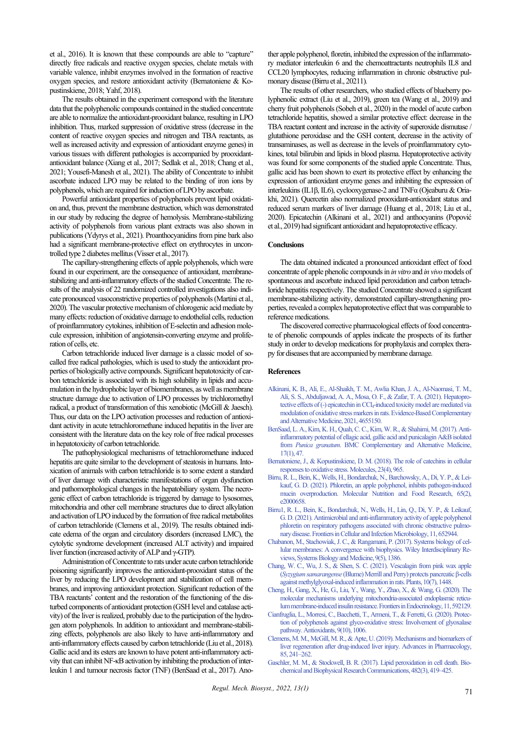et al., 2016). It is known that these compounds are able to "capture" directly free radicals and reactive oxygen species, chelate metals with variable valence, inhibit enzymes involved in the formation of reactive oxygen species, and restore antioxidant activity (Bernatoniene & Kopustinskiene, 2018; Yahf, 2018).

The results obtained in the experiment correspond with the literature data that the polyphenolic compounds contained in the studied concentrate are able to normalize the antioxidant-prooxidant balance, resulting in LPO inhibition. Thus, marked suppression of oxidative stress (decrease in the content of reactive oxygen species and nitrogen and TBA reactants, as well as increased activity and expression of antioxidant enzyme genes) in various tissues with different pathologies is accompanied by prooxidant-antioxidant balance (Xiang et al., 2017; Sedlak et al., 2018; Chang et al., 2021; Yousefi-Manesh et al., 2021). The ability of Concentrate to inhibit ascorbate induced LPO may be related to the binding of iron ions by polyphenols, which are required for induction of LPO by ascorbate.

Powerful antioxidant properties of polyphenols prevent lipid oxidation and, thus, prevent the membrane destruction, which was demonstrated in our study by reducing the degree of hemolysis. Membrane-stabilizing activity of polyphenols from various plant extracts was also shown in publications (Ydyrys et al., 2021). Proanthocyanidins from pine bark also had a significant membrane-protective effect on erythrocytes in uncontrolled type 2 diabetes mellitus (Visser et al., 2017).

The capillary-strengthening effects of apple polyphenols, which were found in our experiment, are the consequence of antioxidant, membrane-stabilizing and anti-inflammatory effects of the studied Concentrate. The results of the analysis of 22 randomized controlled investigations also indicate pronounced vasoconstrictive properties of polyphenols (Martini et al., 2020). The vascular protective mechanism of chlorogenic acid mediate by many effects: reduction of oxidative damage to endothelial cells, reduction of proinflammatory cytokines, inhibition of E-selectin and adhesion molecule expression, inhibition of angiotensin-converting enzyme and proliferation of cells, etc.

Carbon tetrachloride induced liver damage is a classic model of so-called free radical pathologies, which is used to study the antioxidant properties of biologically active compounds. Significant hepatotoxicity of carbon tetrachloride is associated with its high solubility in lipids and accumulation in the hydrophobic layer of biomembranes, as well as membrane structure damage due to activation of LPO processes by trichloromethyl radical, a product of transformation of this xenobiotic (McGill & Jaesch). Thus, our data on the LPO activation processes and reduction of antioxidant activity in acute tetrachloromethane induced hepatitis in the liver are consistent with the literature data on the key role of free radical processes in hepatotoxicity of carbon tetrachloride.

The pathophysiological mechanisms of tetrachloromethane induced hepatitis are quite similar to the development of steatosis in humans. Intoxication of animals with carbon tetrachloride is to some extent a standard of liver damage with characteristic manifestations of organ dysfunction and pathomorphological changes in the hepatobiliary system. The necrogenic effect of carbon tetrachloride is triggered by damage to lysosomes, mitochondria and other cell membrane structures due to direct alkylation and activation of LPO induced by the formation of free radical metabolites of carbon tetrachloride (Clemens et al., 2019). The results obtained indicate edema of the organ and circulatory disorders (increased LMC), the cytolytic syndrome development (increased ALT activity) and impaired liver function (increased activity of ALP and γ-GTP).

Administration of Concentrate to rats under acute carbon tetrachloride poisoning significantly improves the antioxidant-prooxidant status of the liver by reducing the LPO development and stabilization of cell membranes, and improving antioxidant protection. Significant reduction of the TBA reactants' content and the restoration of the functioning of the disturbed components of antioxidant protection (GSH level and catalase activity) of the liver is realized, probably due to the participation of the hydrogen atom polyphenols. In addition to antioxidant and membrane-stabilizing effects, polyphenols are also likely to have anti-inflammatory and anti-inflammatory effects caused by carbon tetrachloride (Liu et al., 2018). Gallic acid and its esters are known to have potent anti-inflammatory activity that can inhibit NF-κB activation by inhibiting the production of interleukin 1 and tumour necrosis factor (TNF) (BenSaad et al., 2017). Another apple polyphenol, floretin, inhibited the expression of the inflammatory mediator interleukin 6 and the chemoattractants neutrophils IL8 and CCL20 lymphocytes, reducing inflammation in chronic obstructive pulmonary disease (Birru et al., 20211).

The results of other researchers, who studied effects of blueberry polyphenolic extract (Liu et al., 2019), green tea (Wang et al., 2019) and cherry fruit polyphenols (Sobeh et al., 2020) in the model of acute carbon tetrachloride hepatitis, showed a similar protective effect: decrease in the TBA reactant content and increase in the activity of superoxide dismutase / glutathione peroxidase and the GSH content, decrease in the activity of transaminases, as well as decrease in the levels of proinflammatory cytokines, total bilirubin and lipids in blood plasma. Hepatoprotective activity was found for some components of the studied apple Concentrate. Thus, gallic acid has been shown to exert its protective effect by enhancing the expression of antioxidant enzyme genes and inhibiting the expression of interleukins (IL1β, IL6), cyclooxygenase-2 and TNFα (Ojeaburu & Oriakhi, 2021). Quercetin also normalized prooxidant-antioxidant status and reduced serum markers of liver damage (Huang et al., 2018; Liu et al., 2020). Epicatechin (Alkinani et al., 2021) and anthocyanins (Popović et al., 2019) had significant antioxidant and hepatoprotective efficacy.

## Conclusions

The data obtained indicated a pronounced antioxidant effect of food concentrate of apple phenolic compounds in *in vitro* and *in vivo* models of spontaneous and ascorbate induced lipid peroxidation and carbon tetrachloride hepatitis respectively. The studied Concentrate showed a significant membrane-stabilizing activity, demonstrated capillary-strengthening properties, revealed a complex hepatoprotective effect that was comparable to reference medications.

The discovered corrective pharmacological effects of food concentrate of phenolic compounds of apples indicate the prospects of its further study in order to develop medications for prophylaxis and complex therapy for diseases that are accompanied by membrane damage.

## References

Alkinani, K. B., Ali, E., Al-Shaikh, T. M., Awlia Khan, J. A., Al-Naomasi, T. M., Ali, S. S., Abduljawad, A. A., Mosa, O. F., & Zafar, T. A. (2021). Hepatoprotective effects of (-) epicatechin in $CCl_4$-induced toxicity model are mediated via modulation of oxidative stress markers in rats. Evidence-Based Complementary and Alternative Medicine, 2021, 4655150.

BenSaad, L. A., Kim, K. H., Quah, C. C., Kim, W. R., & Shahimi, M. (2017). Anti-inflammatory potential of ellagic acid, gallic acid and punicalagin A&B isolated from *Punica granatum*. BMC Complementary and Alternative Medicine, 17(1), 47.

Bernatoniene, J., & Kopustinskiene, D. M. (2018). The role of catechins in cellular responses to oxidative stress. Molecules, 23(4), 965.

Birru, R. L., Bein, K., Wells, H., Bondarchuk, N., Barchowsky, A., Di, Y. P., & Leikauf, G. D. (2021). Phloretin, an apple polyphenol, inhibits pathogen-induced mucin overproduction. Molecular Nutrition and Food Research, 65(2), e2000658.

Birru1, R. L., Bein, K., Bondarchuk, N., Wells, H., Lin, Q., Di, Y. P., & Leikauf, G. D. (2021). Antimicrobial and anti-inflammatory activity of apple polyphenol phloretin on respiratory pathogens associated with chronic obstructive pulmonary disease. Frontiers in Cellular and Infection Microbiology, 11, 652944.

Chabanon, M., Stachowiak, J. C., & Rangamani, P. (2017). Systems biology of cellular membranes: A convergence with biophysics. Wiley Interdisciplinary Reviews, Systems Biology and Medicine, 9(5), 1386.

Chang, W. C., Wu, J. S., & Shen, S. C. (2021). Vescalagin from pink wax apple (*Syzygium samarangense* (Blume) Merrill and Perry) protects pancreatic β-cells against methylglyoxal-induced inflammation in rats. Plants, 10(7), 1448.

Cheng, H., Gang, X., He, G., Liu, Y., Wang, Y., Zhao, X., & Wang, G. (2020). The molecular mechanisms underlying mitochondria-associated endoplasmic reticulum membrane-induced insulin resistance. Frontiers in Endocrinology, 11, 592129.

Cianfruglia, L., Morresi, C., Bacchetti, T., Armeni, T., & Ferretti, G. (2020). Protection of polyphenols against glyco-oxidative stress: Involvement of glyoxalase pathway. Antioxidants, 9(10), 1006.

Clemens, M. M., McGill, M. R., & Apte, U. (2019). Mechanisms and biomarkers of liver regeneration after drug-induced liver injury. Advances in Pharmacology, 85, 241–262.

Gaschler, M. M., & Stockwell, B. R. (2017). Lipid peroxidation in cell death. Biochemical and Biophysical Research Communications, 482(3), 419–425.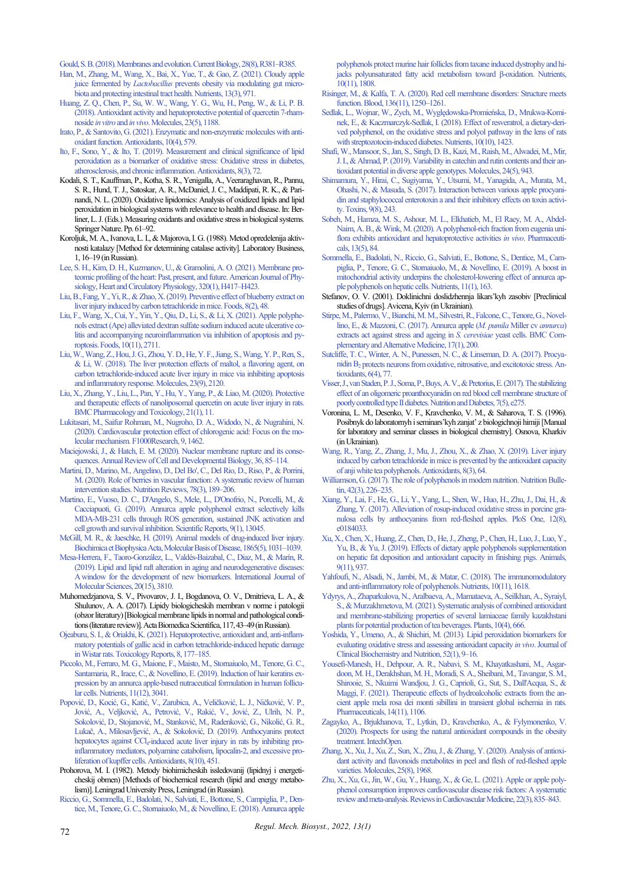Gould, S. B. (2018). Membranes and evolution. Current Biology, 28(8), R381–R385.

Han, M., Zhang, M., Wang, X., Bai, X., Yue, T., & Gao, Z. (2021). Cloudy apple juice fermented by *Lactobacillus* prevents obesity via modulating gut microbiota and protecting intestinal tract health. Nutrients, 13(3), 971.

Huang, Z. Q., Chen, P., Su, W. W., Wang, Y. G., Wu, H., Peng, W., & Li, P. B. (2018). Antioxidant activity and hepatoprotective potential of quercetin 7-rhamnoside *in vitro* and *in vivo*. Molecules, 23(5), 1188.

Irato, P., & Santovito, G. (2021). Enzymatic and non-enzymatic molecules with antioxidant function. Antioxidants, 10(4), 579.

Ito, F., Sono, Y., & Ito, T. (2019). Measurement and clinical significance of lipid peroxidation as a biomarker of oxidative stress: Oxidative stress in diabetes, atherosclerosis, and chronic inflammation. Antioxidants, 8(3), 72.

Kodali, S. T., Kauffman, P., Kotha, S. R., Yenigalla, A., Veeraraghavan, R., Pannu, S. R., Hund, T. J., Satoskar, A. R., McDaniel, J. C., Maddipati, R. K., & Parinandi, N. L. (2020). Oxidative lipidomics: Analysis of oxidized lipids and lipid peroxidation in biological systems with relevance to health and disease. In: Berliner, L. J. (Eds.). Measuring oxidants and oxidative stress in biological systems. Springer Nature. Pp. 61–92.

Koroljuk, M. A., Ivanova, L. I., & Majorova, I. G. (1988). Metod opredelenija aktivnosti katalazy [Method for determining catalase activity]. Laboratory Business, 1, 16–19 (in Russian).

Lee, S. H., Kim, D. H., Kuzmanov, U., & Gramolini, A. O. (2021). Membrane proteomic profiling of the heart: Past, present, and future. American Journal of Physiology, Heart and Circulatory Physiology, 320(1), H417–H423.

Liu, B., Fang, Y., Yi, R., & Zhao, X. (2019). Preventive effect of blueberry extract on liver injury induced by carbon tetrachloride in mice. Foods, 8(2), 48.

Liu, F., Wang, X., Cui, Y., Yin, Y., Qiu, D., Li, S., & Li, X. (2021). Apple polyphenols extract (Ape) alleviated dextran sulfate sodium induced acute ulcerative colitis and accompanying neuroinflammation via inhibition of apoptosis and pyroptosis. Foods, 10(11), 2711.

Liu, W., Wang, Z., Hou, J. G., Zhou, Y. D., He, Y. F., Jiang, S., Wang, Y. P., Ren, S., & Li, W. (2018). The liver protection effects of maltol, a flavoring agent, on carbon tetrachloride-induced acute liver injury in mice via inhibiting apoptosis and inflammatory response. Molecules, 23(9), 2120.

Liu, X., Zhang, Y., Liu, L., Pan, Y., Hu, Y., Yang, P., & Liao, M. (2020). Protective and therapeutic effects of nanoliposomal quercetin on acute liver injury in rats. BMC Pharmacology and Toxicology, 21(1), 11.

Lukitasari, M., Saifur Rohman, M., Nugroho, D. A., Widodo, N., & Nugrahini, N. (2020). Cardiovascular protection effect of chlorogenic acid: Focus on the molecular mechanism. F1000Research, 9, 1462.

Maciejowski, J., & Hatch, E. M. (2020). Nuclear membrane rupture and its consequences. Annual Review of Cell and Developmental Biology, 36, 85–114.

Martini, D., Marino, M., Angelino, D., Del Bo', C., Del Rio, D., Riso, P., & Porrini, M. (2020). Role of berries in vascular function: A systematic review of human intervention studies. Nutrition Reviews, 78(3), 189–206.

Martino, E., Vuoso, D. C., D'Angelo, S., Mele, L., D'Onofrio, N., Porcelli, M., & Cacciapuoti, G. (2019). Annurca apple polyphenol extract selectively kills MDA-MB-231 cells through ROS generation, sustained JNK activation and cell growth and survival inhibition. Scientific Reports, 9(1), 13045.

McGill, M. R., & Jaeschke, H. (2019). Animal models of drug-induced liver injury. Biochimica et Biophysica Acta, Molecular Basis of Disease, 1865(5), 1031–1039.

Mesa-Herrera, F., Taoro-González, L., Valdés-Baizabal, C., Diaz, M., & Marín, R. (2019). Lipid and lipid raft alteration in aging and neurodegenerative diseases: A window for the development of new biomarkers. International Journal of Molecular Sciences, 20(15), 3810.

Muhomedzjanova, S. V., Pivovarov, J. I., Bogdanova, O. V., Dmitrieva, L. A., & Shulunov, A. A. (2017). Lipidy biologicheskih membran v norme i patologii (obzor literatury) [Biological membrane lipids in normal and pathological conditions (literature review)]. Acta Biomedica Scientifica, 117, 43–49 (in Russian).

Ojeaburu, S. I., & Oriakhi, K. (2021). Hepatoprotective, antioxidant and, anti-inflammatory potentials of gallic acid in carbon tetrachloride-induced hepatic damage in Wistar rats. Toxicology Reports, 8, 177–185.

Piccolo, M., Ferraro, M. G., Maione, F., Maisto, M., Stornaiuolo, M., Tenore, G. C., Santamaria, R., Irace, C., & Novellino, E. (2019). Induction of hair keratins expression by an annurca apple-based nutraceutical formulation in human follicular cells. Nutrients, 11(12), 3041.

Popović, D., Kocić, G., Katić, V., Zarubica, A., Veličković, L. J., Ničković, V. P., Jović, A., Veljković, A., Petrović, V., Rakić, V., Jović, Z., Ulrih, N. P., Sokolović, D., Stojanović, M., Stanković, M., Radenković, G., Nikolić, G. R., Lukač, A., Milosavljević, A., & Sokolović, D. (2019). Anthocyanins protect hepatocytes against $CCl_4$-induced acute liver injury in rats by inhibiting pro-inflammatory mediators, polyamine catabolism, lipocalin-2, and excessive proliferation of kupffer cells. Antioxidants, 8(10), 451.

Prohorova, M. I. (1982). Metody biohimicheskih issledovanij (lipidnyj i energeticheskij obmen) [Methods of biochemical research (lipid and energy metabolism)]. Leningrad University Press, Leningrad (in Russian).

Riccio, G., Sommella, E., Badolati, N., Salviati, E., Bottone, S., Campiglia, P., Dentice, M., Tenore, G. C., Stornaiuolo, M., & Novellino, E. (2018). Annurca apple polyphenols protect murine hair follicles from taxane induced dystrophy and hijacks polyunsaturated fatty acid metabolism toward β-oxidation. Nutrients, 10(11), 1808.

Risinger, M., & Kalfa, T. A. (2020). Red cell membrane disorders: Structure meets function. Blood, 136(11), 1250–1261.

Sedlak, L., Wojnar, W., Zych, M., Wyględowska-Promieńska, D., Mrukwa-Kominek, E., & Kaczmarczyk-Sedlak, I. (2018). Effect of resveratrol, a dietary-derived polyphenol, on the oxidative stress and polyol pathway in the lens of rats with streptozotocin-induced diabetes. Nutrients, 10(10), 1423.

Shafi, W., Mansoor, S., Jan, S., Singh, D. B., Kazi, M., Raish, M., Alwadei, M., Mir, J. I., & Ahmad, P. (2019). Variability in catechin and rutin contents and their antioxidant potential in diverse apple genotypes. Molecules, 24(5), 943.

Shimamura, Y., Hirai, C., Sugiyama, Y., Utsumi, M., Yanagida, A., Murata, M., Ohashi, N., & Masuda, S. (2017). Interaction between various apple procyanidin and staphylococcal enterotoxin a and their inhibitory effects on toxin activity. Toxins, 9(8), 243.

Sobeh, M., Hamza, M. S., Ashour, M. L., Elkhatieb, M., El Raey, M. A., Abdel-Naim, A. B., & Wink, M. (2020). A polyphenol-rich fraction from eugenia uniflora exhibits antioxidant and hepatoprotective activities *in vivo*. Pharmaceuticals, 13(5), 84.

Sommella, E., Badolati, N., Riccio, G., Salviati, E., Bottone, S., Dentice, M., Campiglia, P., Tenore, G. C., Stornaiuolo, M., & Novellino, E. (2019). A boost in mitochondrial activity underpins the cholesterol-lowering effect of annurca apple polyphenols on hepatic cells. Nutrients, 11(1), 163.

Stefanov, O. V. (2001). Doklinichni doslidzhennja likars'kyh zasobiv [Preclinical studies of drugs]. Avicena, Kyiv (in Ukrainian).

Stirpe, M., Palermo, V., Bianchi, M. M., Silvestri, R., Falcone, C., Tenore, G., Novellino, E., & Mazzoni, C. (2017). Annurca apple (*M. pumila* Miller cv *annurca*) extracts act against stress and ageing in *S. cerevisiae* yeast cells. BMC Complementary and Alternative Medicine, 17(1), 200.

Sutcliffe, T. C., Winter, A. N., Punessen, N. C., & Linseman, D. A. (2017). Procyanidin $B_2$ protects neurons from oxidative, nitrosative, and excitotoxic stress. Antioxidants, 6(4), 77.

Visser, J., van Staden, P. J., Soma, P., Buys, A. V., & Pretorius, E. (2017). The stabilizing effect of an oligomeric proanthocyanidin on red blood cell membrane structure of poorly controlled type II diabetes. Nutrition and Diabetes, 7(5), e275.

Voronina, L. M., Desenko, V. F., Kravchenko, V. M., & Saharova, T. S. (1996). Posibnyk do laboratornyh i seminars'kyh zanjat' z biologichnoji himiji [Manual for laboratory and seminar classes in biological chemistry]. Osnova, Kharkiv (in Ukrainian).

Wang, R., Yang, Z., Zhang, J., Mu, J., Zhou, X., & Zhao, X. (2019). Liver injury induced by carbon tetrachloride in mice is prevented by the antioxidant capacity of anji white tea polyphenols. Antioxidants, 8(3), 64.

Williamson, G. (2017). The role of polyphenols in modern nutrition. Nutrition Bulletin, 42(3), 226–235.

Xiang, Y., Lai, F., He, G., Li, Y., Yang, L., Shen, W., Huo, H., Zhu, J., Dai, H., & Zhang, Y. (2017). Alleviation of rosup-induced oxidative stress in porcine granulosa cells by anthocyanins from red-fleshed apples. PloS One, 12(8), e0184033.

Xu, X., Chen, X., Huang, Z., Chen, D., He, J., Zheng, P., Chen, H., Luo, J., Luo, Y., Yu, B., & Yu, J. (2019). Effects of dietary apple polyphenols supplementation on hepatic fat deposition and antioxidant capacity in finishing pigs. Animals, 9(11), 937.

Yahfoufi, N., Alsadi, N., Jambi, M., & Matar, C. (2018). The immunomodulatory and anti-inflammatory role of polyphenols. Nutrients, 10(11), 1618.

Ydyrys, A., Zhaparkulova, N., Aralbaeva, A., Mamataeva, A., Seilkhan, A., Syraiyl, S., & Murzakhmetova, M. (2021). Systematic analysis of combined antioxidant and membrane-stabilizing properties of several lamiaceae family kazakhstani plants for potential production of tea beverages. Plants, 10(4), 666.

Yoshida, Y., Umeno, A., & Shichiri, M. (2013). Lipid peroxidation biomarkers for evaluating oxidative stress and assessing antioxidant capacity *in vivo*. Journal of Clinical Biochemistry and Nutrition, 52(1), 9–16.

Yousefi-Manesh, H., Dehpour, A. R., Nabavi, S. M., Khayatkashani, M., Asgardoon, M. H., Derakhshan, M. H., Moradi, S. A., Sheibani, M., Tavangar, S. M., Shirooie, S., Nkuimi Wandjou, J. G., Caprioli, G., Sut, S., Dall'Acqua, S., & Maggi, F. (2021). Therapeutic effects of hydroalcoholic extracts from the ancient apple mela rosa dei monti sibillini in transient global ischemia in rats. Pharmaceuticals, 14(11), 1106.

Zagayko, A., Brjukhanova, T., Lytkin, D., Kravchenko, A., & Fylymonenko, V. (2020). Prospects for using the natural antioxidant compounds in the obesity treatment. IntechOpen.

Zhang, X., Xu, J., Xu, Z., Sun, X., Zhu, J., & Zhang, Y. (2020). Analysis of antioxidant activity and flavonoids metabolites in peel and flesh of red-fleshed apple varieties. Molecules, 25(8), 1968.

Zhu, X., Xu, G., Jin, W., Gu, Y., Huang, X., & Ge, L. (2021). Apple or apple polyphenol consumption improves cardiovascular disease risk factors: A systematic review and meta-analysis. Reviews in Cardiovascular Medicine, 22(3), 835–843.